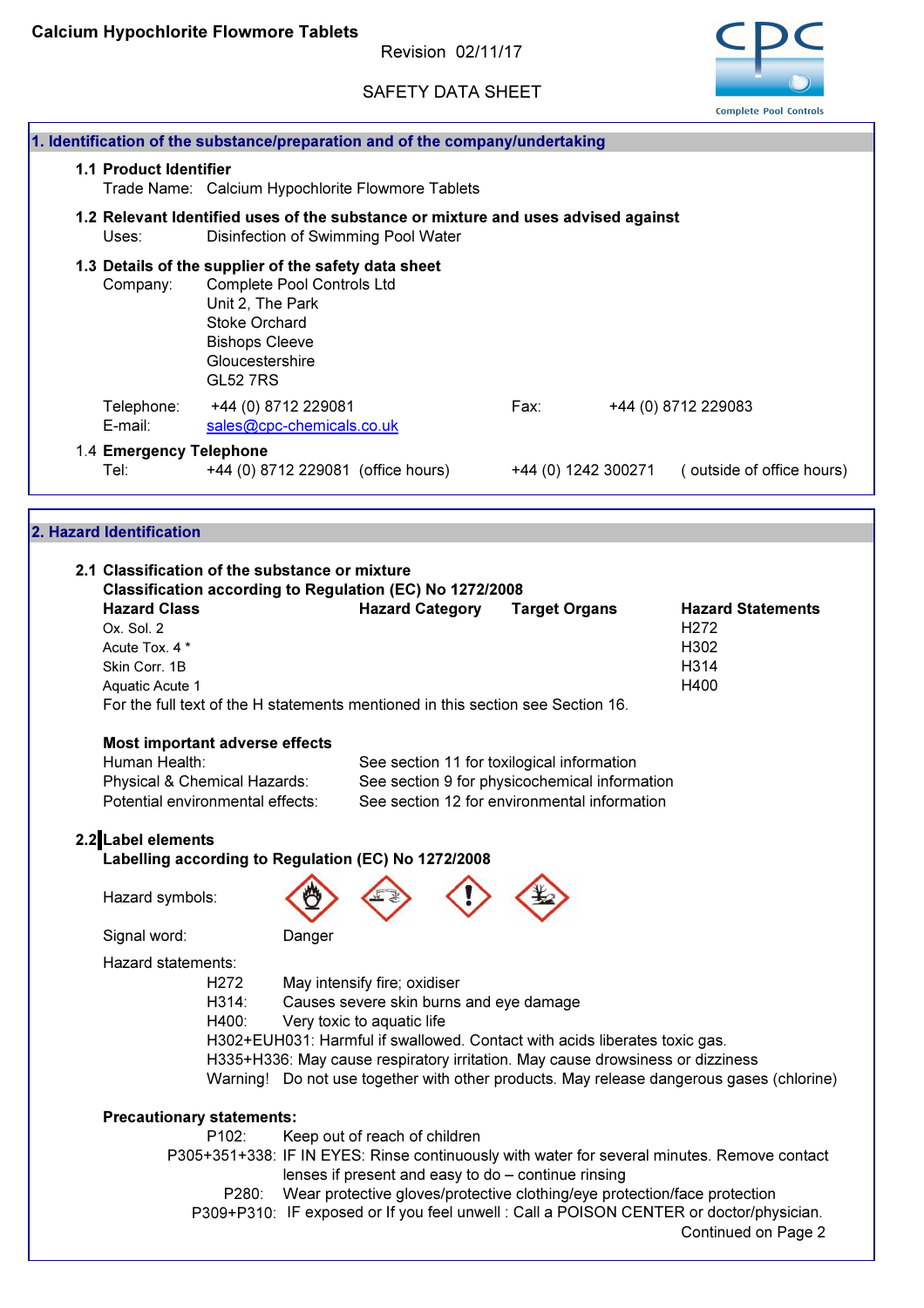**Calcium Hypochlorite Flowmore Tablets**

Revision 02/11/17

SAFETY DATA SHEET

Complete Pool Controls

## 1. Identification of the substance/preparation and of the company/undertaking

### 1.1 Product Identifier

Trade Name: Calcium Hypochlorite Flowmore Tablets

### 1.2 Relevant Identified uses of the substance or mixture and uses advised against

Uses: Disinfection of Swimming Pool Water

### 1.3 Details of the supplier of the safety data sheet

Company: Complete Pool Controls Ltd
Unit 2, The Park
Stoke Orchard
Bishops Cleeve
Gloucestershire
GL52 7RS

Telephone: +44 (0) 8712 229081 Fax: +44 (0) 8712 229083
E-mail: sales@cpc-chemicals.co.uk

### 1.4 Emergency Telephone

Tel: +44 (0) 8712 229081 (office hours) +44 (0) 1242 300271 ( outside of office hours)

## 2. Hazard Identification

### 2.1 Classification of the substance or mixture

**Classification according to Regulation (EC) No 1272/2008**

| Hazard Class | Hazard Category | Target Organs | Hazard Statements |
|---|---|---|---|
| Ox. Sol. 2 | | | H272 |
| Acute Tox. 4 * | | | H302 |
| Skin Corr. 1B | | | H314 |
| Aquatic Acute 1 | | | H400 |

For the full text of the H statements mentioned in this section see Section 16.

**Most important adverse effects**

Human Health: See section 11 for toxilogical information
Physical & Chemical Hazards: See section 9 for physicochemical information
Potential environmental effects: See section 12 for environmental information

### 2.2 Label elements

**Labelling according to Regulation (EC) No 1272/2008**

Hazard symbols:

Signal word: Danger

Hazard statements:

H272 May intensify fire; oxidiser
H314: Causes severe skin burns and eye damage
H400: Very toxic to aquatic life
H302+EUH031: Harmful if swallowed. Contact with acids liberates toxic gas.
H335+H336: May cause respiratory irritation. May cause drowsiness or dizziness
Warning! Do not use together with other products. May release dangerous gases (chlorine)

**Precautionary statements:**

P102: Keep out of reach of children
P305+351+338: IF IN EYES: Rinse continuously with water for several minutes. Remove contact lenses if present and easy to do – continue rinsing
P280: Wear protective gloves/protective clothing/eye protection/face protection
P309+P310: IF exposed or If you feel unwell : Call a POISON CENTER or doctor/physician.

Continued on Page 2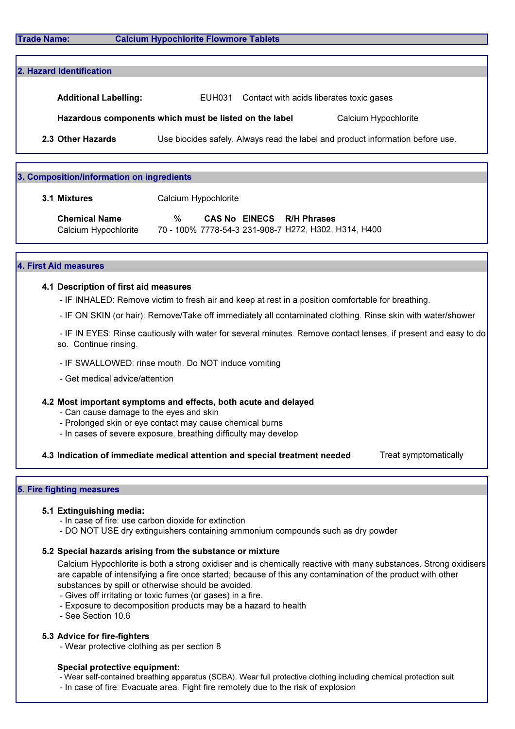**Trade Name:** Calcium Hypochlorite Flowmore Tablets

## 2. Hazard Identification

**Additional Labelling:** EUH031 Contact with acids liberates toxic gases

**Hazardous components which must be listed on the label** Calcium Hypochlorite

**2.3 Other Hazards** Use biocides safely. Always read the label and product information before use.

## 3. Composition/information on ingredients

**3.1 Mixtures** Calcium Hypochlorite

| Chemical Name | % | CAS No | EINECS | R/H Phrases |
|---|---|---|---|---|
| Calcium Hypochlorite | 70 - 100% | 7778-54-3 | 231-908-7 | H272, H302, H314, H400 |

## 4. First Aid measures

### 4.1 Description of first aid measures

- IF INHALED: Remove victim to fresh air and keep at rest in a position comfortable for breathing.
- IF ON SKIN (or hair): Remove/Take off immediately all contaminated clothing. Rinse skin with water/shower
- IF IN EYES: Rinse cautiously with water for several minutes. Remove contact lenses, if present and easy to do so. Continue rinsing.
- IF SWALLOWED: rinse mouth. Do NOT induce vomiting
- Get medical advice/attention

### 4.2 Most important symptoms and effects, both acute and delayed

- Can cause damage to the eyes and skin
- Prolonged skin or eye contact may cause chemical burns
- In cases of severe exposure, breathing difficulty may develop

**4.3 Indication of immediate medical attention and special treatment needed** Treat symptomatically

## 5. Fire fighting measures

### 5.1 Extinguishing media:

- In case of fire: use carbon dioxide for extinction
- DO NOT USE dry extinguishers containing ammonium compounds such as dry powder

### 5.2 Special hazards arising from the substance or mixture

Calcium Hypochlorite is both a strong oxidiser and is chemically reactive with many substances. Strong oxidisers are capable of intensifying a fire once started; because of this any contamination of the product with other substances by spill or otherwise should be avoided.

- Gives off irritating or toxic fumes (or gases) in a fire.
- Exposure to decomposition products may be a hazard to health
- See Section 10.6

### 5.3 Advice for fire-fighters

- Wear protective clothing as per section 8

**Special protective equipment:**

- Wear self-contained breathing apparatus (SCBA). Wear full protective clothing including chemical protection suit
- In case of fire: Evacuate area. Fight fire remotely due to the risk of explosion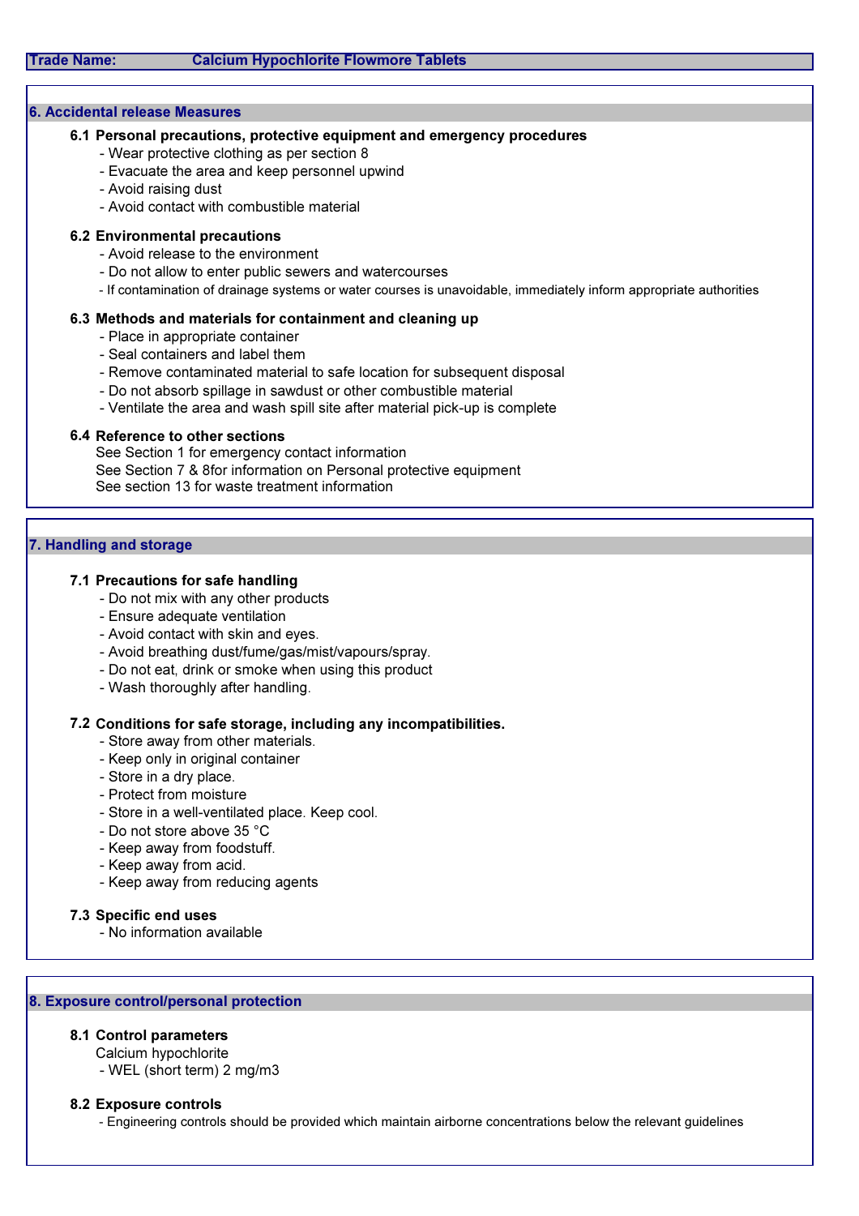**Trade Name:** Calcium Hypochlorite Flowmore Tablets

## 6. Accidental release Measures

### 6.1 Personal precautions, protective equipment and emergency procedures

- Wear protective clothing as per section 8
- Evacuate the area and keep personnel upwind
- Avoid raising dust
- Avoid contact with combustible material

### 6.2 Environmental precautions

- Avoid release to the environment
- Do not allow to enter public sewers and watercourses
- If contamination of drainage systems or water courses is unavoidable, immediately inform appropriate authorities

### 6.3 Methods and materials for containment and cleaning up

- Place in appropriate container
- Seal containers and label them
- Remove contaminated material to safe location for subsequent disposal
- Do not absorb spillage in sawdust or other combustible material
- Ventilate the area and wash spill site after material pick-up is complete

### 6.4 Reference to other sections

See Section 1 for emergency contact information
See Section 7 & 8for information on Personal protective equipment
See section 13 for waste treatment information

## 7. Handling and storage

### 7.1 Precautions for safe handling

- Do not mix with any other products
- Ensure adequate ventilation
- Avoid contact with skin and eyes.
- Avoid breathing dust/fume/gas/mist/vapours/spray.
- Do not eat, drink or smoke when using this product
- Wash thoroughly after handling.

### 7.2 Conditions for safe storage, including any incompatibilities.

- Store away from other materials.
- Keep only in original container
- Store in a dry place.
- Protect from moisture
- Store in a well-ventilated place. Keep cool.
- Do not store above 35 °C
- Keep away from foodstuff.
- Keep away from acid.
- Keep away from reducing agents

### 7.3 Specific end uses

- No information available

## 8. Exposure control/personal protection

### 8.1 Control parameters

Calcium hypochlorite

- WEL (short term) 2 mg/m3

### 8.2 Exposure controls

- Engineering controls should be provided which maintain airborne concentrations below the relevant guidelines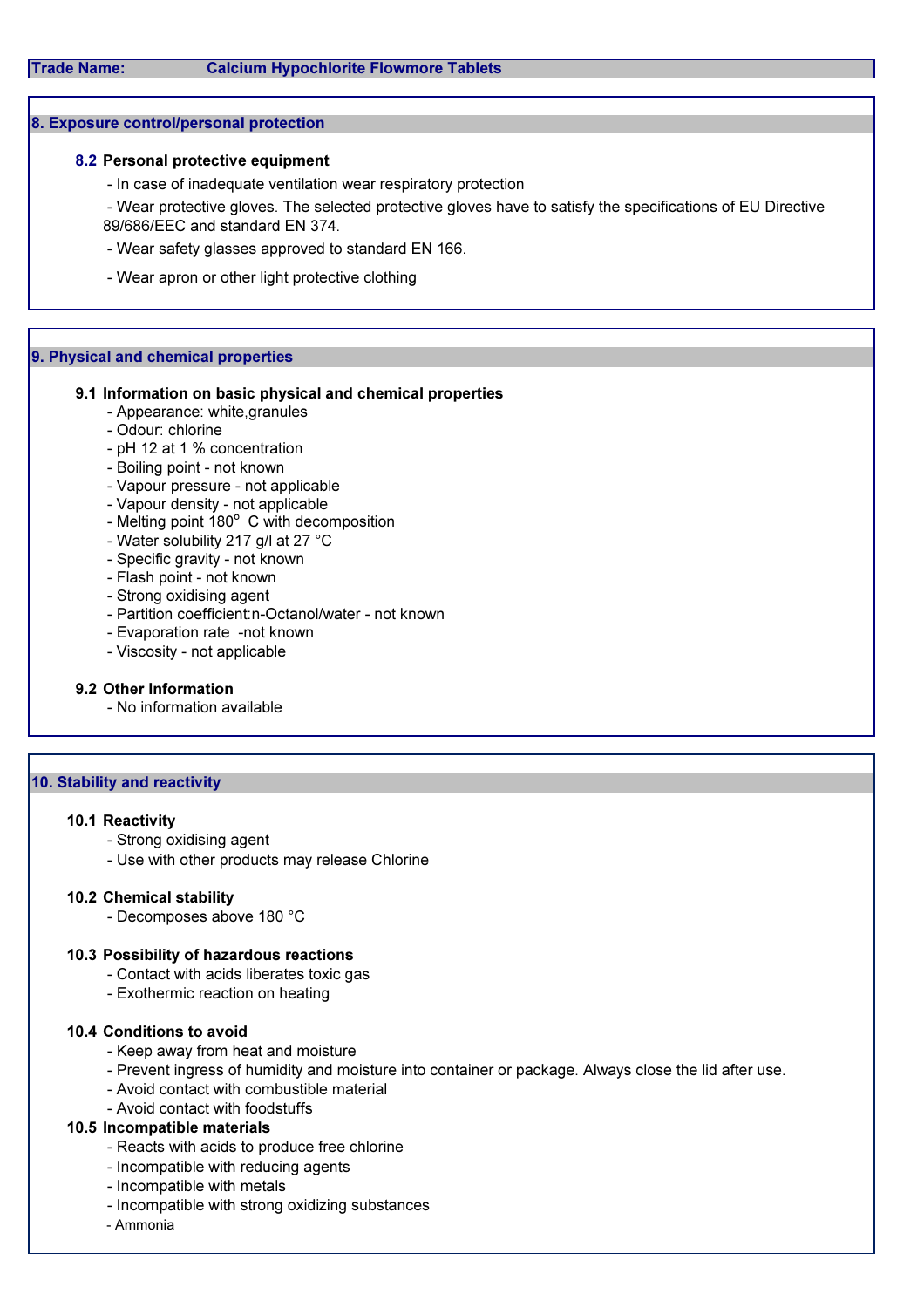**Trade Name:** **Calcium Hypochlorite Flowmore Tablets**

## 8. Exposure control/personal protection

### 8.2 Personal protective equipment

- In case of inadequate ventilation wear respiratory protection
- Wear protective gloves. The selected protective gloves have to satisfy the specifications of EU Directive 89/686/EEC and standard EN 374.
- Wear safety glasses approved to standard EN 166.
- Wear apron or other light protective clothing

## 9. Physical and chemical properties

### 9.1 Information on basic physical and chemical properties

- Appearance: white,granules
- Odour: chlorine
- pH 12 at 1 % concentration
- Boiling point - not known
- Vapour pressure - not applicable
- Vapour density - not applicable
- Melting point 180° C with decomposition
- Water solubility 217 g/l at 27 °C
- Specific gravity - not known
- Flash point - not known
- Strong oxidising agent
- Partition coefficient:n-Octanol/water - not known
- Evaporation rate -not known
- Viscosity - not applicable

### 9.2 Other Information

- No information available

## 10. Stability and reactivity

### 10.1 Reactivity

- Strong oxidising agent
- Use with other products may release Chlorine

### 10.2 Chemical stability

- Decomposes above 180 °C

### 10.3 Possibility of hazardous reactions

- Contact with acids liberates toxic gas
- Exothermic reaction on heating

### 10.4 Conditions to avoid

- Keep away from heat and moisture
- Prevent ingress of humidity and moisture into container or package. Always close the lid after use.
- Avoid contact with combustible material
- Avoid contact with foodstuffs

### 10.5 Incompatible materials

- Reacts with acids to produce free chlorine
- Incompatible with reducing agents
- Incompatible with metals
- Incompatible with strong oxidizing substances
- Ammonia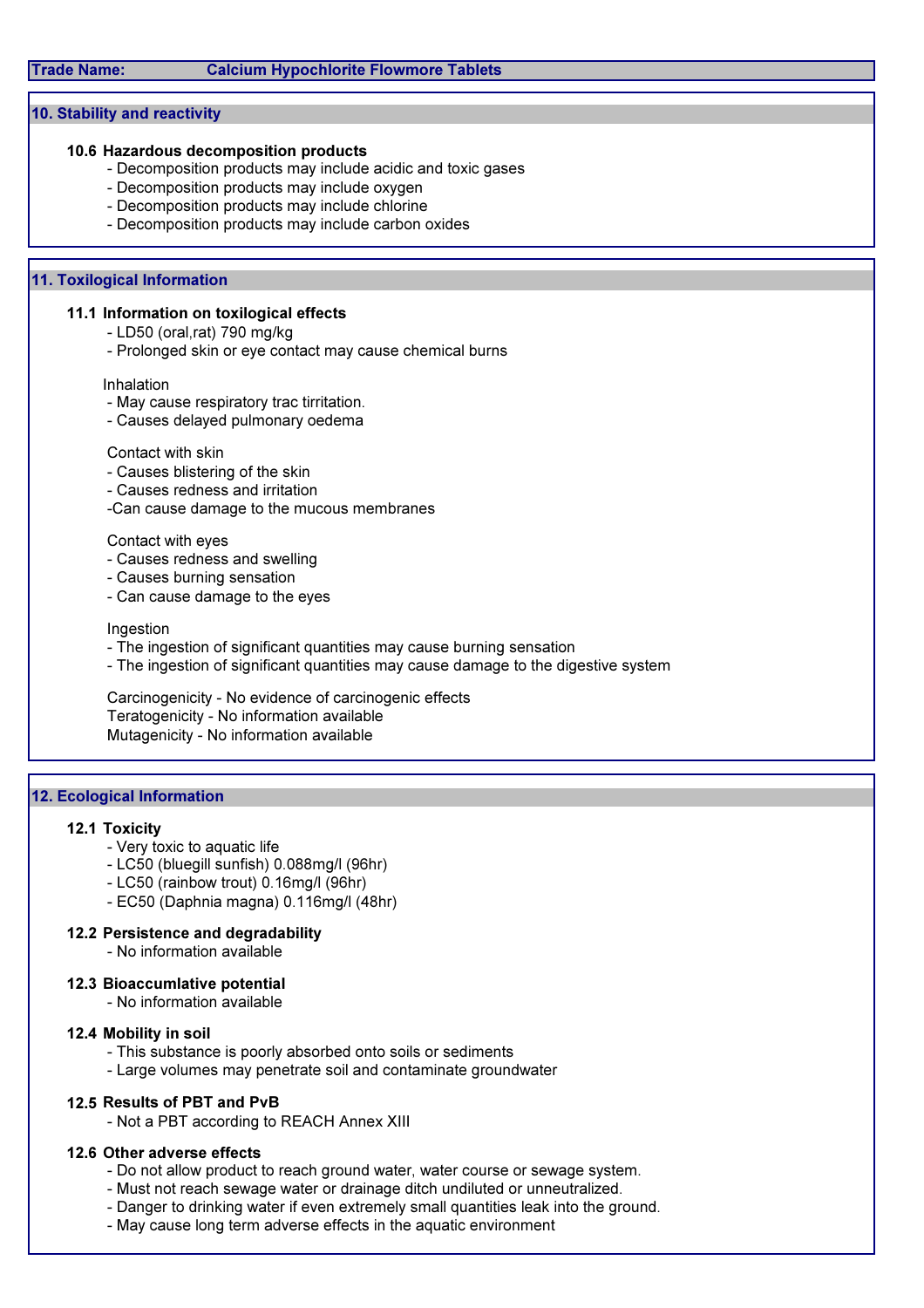**Trade Name:** **Calcium Hypochlorite Flowmore Tablets**

## 10. Stability and reactivity

### 10.6 Hazardous decomposition products

- Decomposition products may include acidic and toxic gases
- Decomposition products may include oxygen
- Decomposition products may include chlorine
- Decomposition products may include carbon oxides

## 11. Toxilogical Information

### 11.1 Information on toxilogical effects

- LD50 (oral,rat) 790 mg/kg
- Prolonged skin or eye contact may cause chemical burns

Inhalation

- May cause respiratory trac tirritation.
- Causes delayed pulmonary oedema

Contact with skin

- Causes blistering of the skin
- Causes redness and irritation
- Can cause damage to the mucous membranes

Contact with eyes

- Causes redness and swelling
- Causes burning sensation
- Can cause damage to the eyes

Ingestion

- The ingestion of significant quantities may cause burning sensation
- The ingestion of significant quantities may cause damage to the digestive system

Carcinogenicity - No evidence of carcinogenic effects
Teratogenicity - No information available
Mutagenicity - No information available

## 12. Ecological Information

### 12.1 Toxicity

- Very toxic to aquatic life
- LC50 (bluegill sunfish) 0.088mg/l (96hr)
- LC50 (rainbow trout) 0.16mg/l (96hr)
- EC50 (Daphnia magna) 0.116mg/l (48hr)

### 12.2 Persistence and degradability

- No information available

### 12.3 Bioaccumlative potential

- No information available

### 12.4 Mobility in soil

- This substance is poorly absorbed onto soils or sediments
- Large volumes may penetrate soil and contaminate groundwater

### 12.5 Results of PBT and PvB

- Not a PBT according to REACH Annex XIII

### 12.6 Other adverse effects

- Do not allow product to reach ground water, water course or sewage system.
- Must not reach sewage water or drainage ditch undiluted or unneutralized.
- Danger to drinking water if even extremely small quantities leak into the ground.
- May cause long term adverse effects in the aquatic environment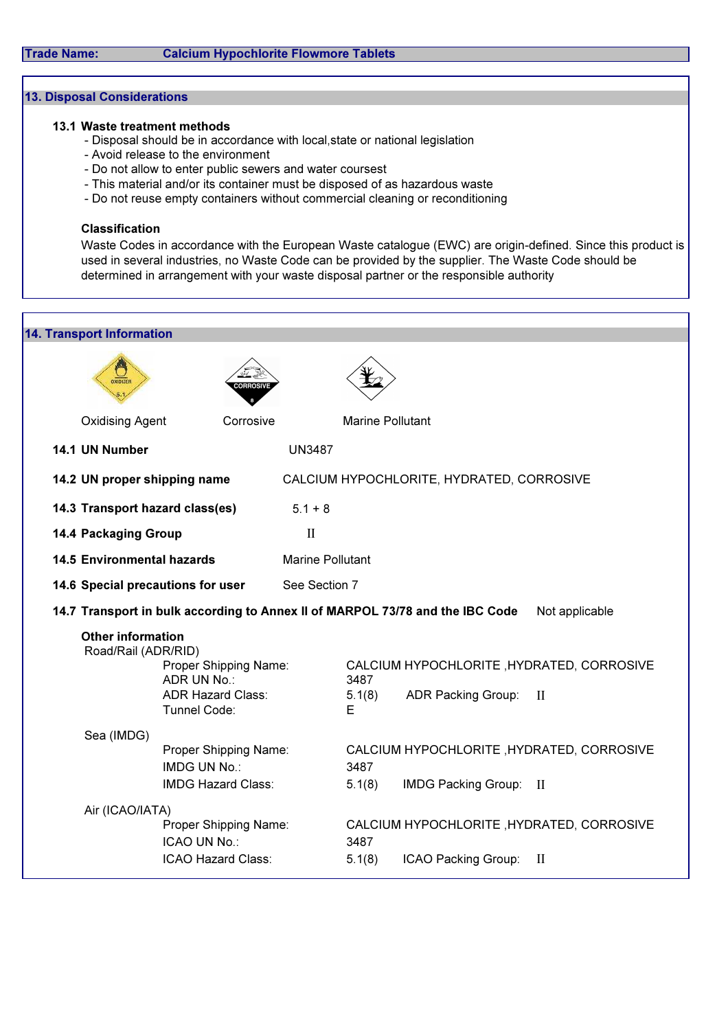**Trade Name:** Calcium Hypochlorite Flowmore Tablets

## 13. Disposal Considerations

**13.1 Waste treatment methods**

- Disposal should be in accordance with local,state or national legislation
- Avoid release to the environment
- Do not allow to enter public sewers and water coursest
- This material and/or its container must be disposed of as hazardous waste
- Do not reuse empty containers without commercial cleaning or reconditioning

**Classification**

Waste Codes in accordance with the European Waste catalogue (EWC) are origin-defined. Since this product is used in several industries, no Waste Code can be provided by the supplier. The Waste Code should be determined in arrangement with your waste disposal partner or the responsible authority

## 14. Transport Information

Oxidising Agent    Corrosive    Marine Pollutant

| | |
|---|---|
| **14.1 UN Number** | UN3487 |
| **14.2 UN proper shipping name** | CALCIUM HYPOCHLORITE, HYDRATED, CORROSIVE |
| **14.3 Transport hazard class(es)** | 5.1 + 8 |
| **14.4 Packaging Group** | II |
| **14.5 Environmental hazards** | Marine Pollutant |
| **14.6 Special precautions for user** | See Section 7 |

**14.7 Transport in bulk according to Annex II of MARPOL 73/78 and the IBC Code** Not applicable

**Other information**

Road/Rail (ADR/RID)

| | | | |
|---|---|---|---|
| Proper Shipping Name: | CALCIUM HYPOCHLORITE ,HYDRATED, CORROSIVE | | |
| ADR UN No.: | 3487 | | |
| ADR Hazard Class: | 5.1(8) | ADR Packing Group: | II |
| Tunnel Code: | E | | |

Sea (IMDG)

| | | | |
|---|---|---|---|
| Proper Shipping Name: | CALCIUM HYPOCHLORITE ,HYDRATED, CORROSIVE | | |
| IMDG UN No.: | 3487 | | |
| IMDG Hazard Class: | 5.1(8) | IMDG Packing Group: | II |

Air (ICAO/IATA)

| | | | |
|---|---|---|---|
| Proper Shipping Name: | CALCIUM HYPOCHLORITE ,HYDRATED, CORROSIVE | | |
| ICAO UN No.: | 3487 | | |
| ICAO Hazard Class: | 5.1(8) | ICAO Packing Group: | II |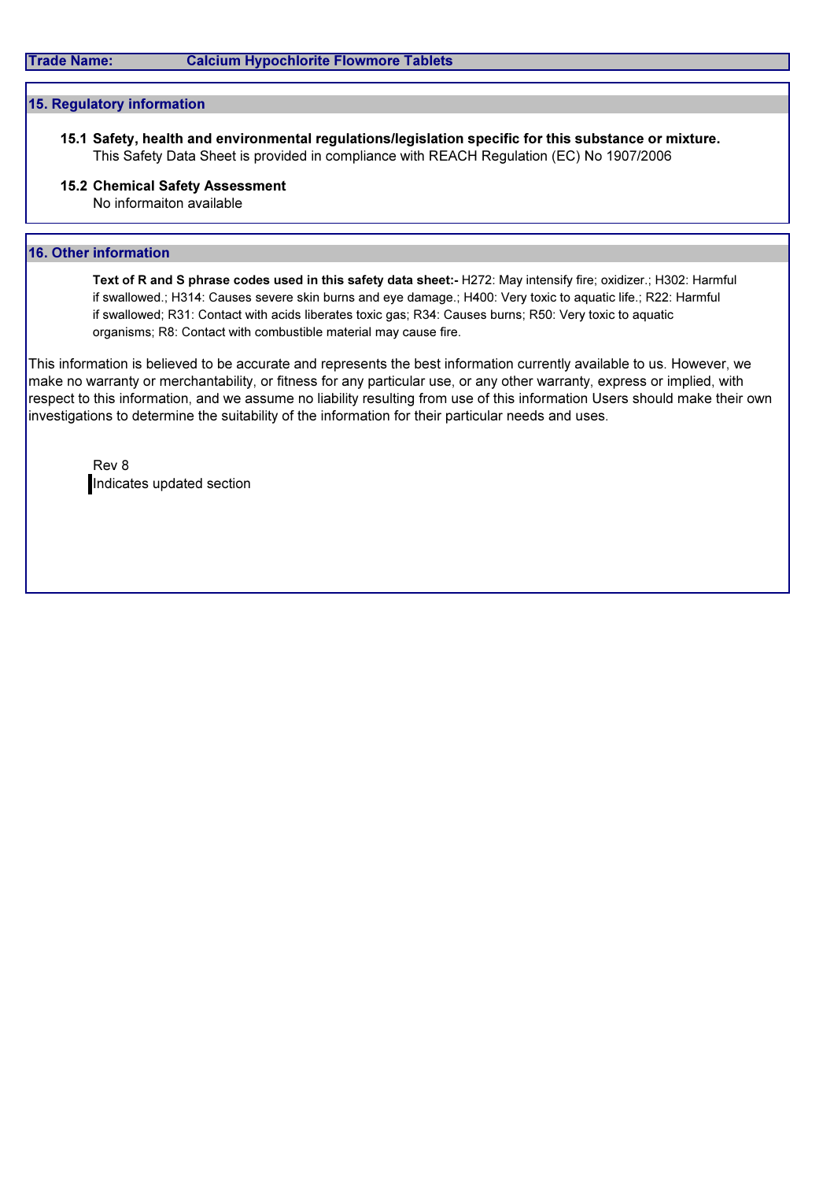**Trade Name:** Calcium Hypochlorite Flowmore Tablets

## 15. Regulatory information

**15.1 Safety, health and environmental regulations/legislation specific for this substance or mixture.**
This Safety Data Sheet is provided in compliance with REACH Regulation (EC) No 1907/2006

**15.2 Chemical Safety Assessment**
No informaiton available

## 16. Other information

**Text of R and S phrase codes used in this safety data sheet:-** H272: May intensify fire; oxidizer.; H302: Harmful if swallowed.; H314: Causes severe skin burns and eye damage.; H400: Very toxic to aquatic life.; R22: Harmful if swallowed; R31: Contact with acids liberates toxic gas; R34: Causes burns; R50: Very toxic to aquatic organisms; R8: Contact with combustible material may cause fire.

This information is believed to be accurate and represents the best information currently available to us. However, we make no warranty or merchantability, or fitness for any particular use, or any other warranty, express or implied, with respect to this information, and we assume no liability resulting from use of this information Users should make their own investigations to determine the suitability of the information for their particular needs and uses.

Rev 8

Indicates updated section